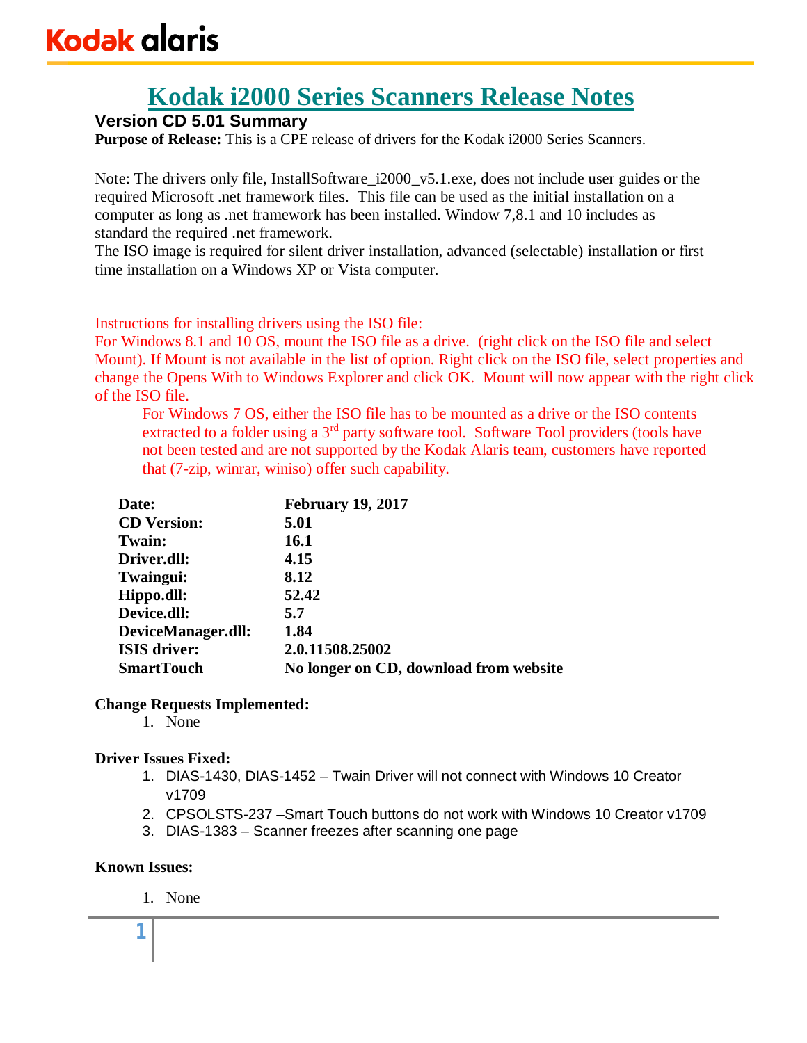Kodak alaris

# Kodak i2000 Series Scanners Release Notes

## Version CD 5.01 Summary

**Purpose of Release:** This is a CPE release of drivers for the Kodak i2000 Series Scanners.

Note: The drivers only file, InstallSoftware_i2000_v5.1.exe, does not include user guides or the required Microsoft .net framework files. This file can be used as the initial installation on a computer as long as .net framework has been installed. Window 7,8.1 and 10 includes as standard the required .net framework.

The ISO image is required for silent driver installation, advanced (selectable) installation or first time installation on a Windows XP or Vista computer.

Instructions for installing drivers using the ISO file:

For Windows 8.1 and 10 OS, mount the ISO file as a drive. (right click on the ISO file and select Mount). If Mount is not available in the list of option. Right click on the ISO file, select properties and change the Opens With to Windows Explorer and click OK. Mount will now appear with the right click of the ISO file.

For Windows 7 OS, either the ISO file has to be mounted as a drive or the ISO contents extracted to a folder using a 3rd party software tool. Software Tool providers (tools have not been tested and are not supported by the Kodak Alaris team, customers have reported that (7-zip, winrar, winiso) offer such capability.

| | |
|---|---|
| **Date:** | **February 19, 2017** |
| **CD Version:** | **5.01** |
| **Twain:** | **16.1** |
| **Driver.dll:** | **4.15** |
| **Twaingui:** | **8.12** |
| **Hippo.dll:** | **52.42** |
| **Device.dll:** | **5.7** |
| **DeviceManager.dll:** | **1.84** |
| **ISIS driver:** | **2.0.11508.25002** |
| **SmartTouch** | **No longer on CD, download from website** |

**Change Requests Implemented:**

1. None

**Driver Issues Fixed:**

1. DIAS-1430, DIAS-1452 – Twain Driver will not connect with Windows 10 Creator v1709
2. CPSOLSTS-237 –Smart Touch buttons do not work with Windows 10 Creator v1709
3. DIAS-1383 – Scanner freezes after scanning one page

**Known Issues:**

1. None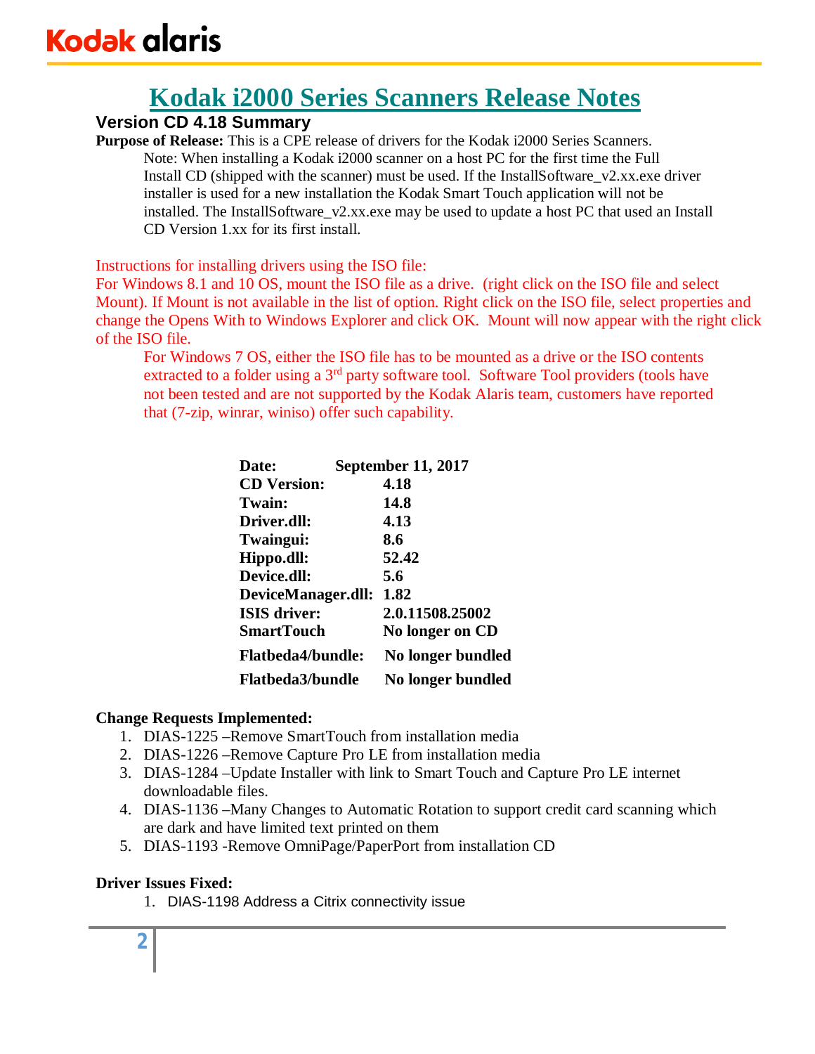# Kodak i2000 Series Scanners Release Notes

## Version CD 4.18 Summary

**Purpose of Release:** This is a CPE release of drivers for the Kodak i2000 Series Scanners.

Note: When installing a Kodak i2000 scanner on a host PC for the first time the Full Install CD (shipped with the scanner) must be used. If the InstallSoftware_v2.xx.exe driver installer is used for a new installation the Kodak Smart Touch application will not be installed. The InstallSoftware_v2.xx.exe may be used to update a host PC that used an Install CD Version 1.xx for its first install.

Instructions for installing drivers using the ISO file:
For Windows 8.1 and 10 OS, mount the ISO file as a drive. (right click on the ISO file and select Mount). If Mount is not available in the list of option. Right click on the ISO file, select properties and change the Opens With to Windows Explorer and click OK. Mount will now appear with the right click of the ISO file.

For Windows 7 OS, either the ISO file has to be mounted as a drive or the ISO contents extracted to a folder using a 3rd party software tool. Software Tool providers (tools have not been tested and are not supported by the Kodak Alaris team, customers have reported that (7-zip, winrar, winiso) offer such capability.

| | |
|---|---|
| **Date:** | **September 11, 2017** |
| **CD Version:** | **4.18** |
| **Twain:** | **14.8** |
| **Driver.dll:** | **4.13** |
| **Twaingui:** | **8.6** |
| **Hippo.dll:** | **52.42** |
| **Device.dll:** | **5.6** |
| **DeviceManager.dll:** | **1.82** |
| **ISIS driver:** | **2.0.11508.25002** |
| **SmartTouch** | **No longer on CD** |
| **Flatbeda4/bundle:** | **No longer bundled** |
| **Flatbeda3/bundle** | **No longer bundled** |

**Change Requests Implemented:**

1. DIAS-1225 –Remove SmartTouch from installation media
2. DIAS-1226 –Remove Capture Pro LE from installation media
3. DIAS-1284 –Update Installer with link to Smart Touch and Capture Pro LE internet downloadable files.
4. DIAS-1136 –Many Changes to Automatic Rotation to support credit card scanning which are dark and have limited text printed on them
5. DIAS-1193 -Remove OmniPage/PaperPort from installation CD

**Driver Issues Fixed:**

1. DIAS-1198 Address a Citrix connectivity issue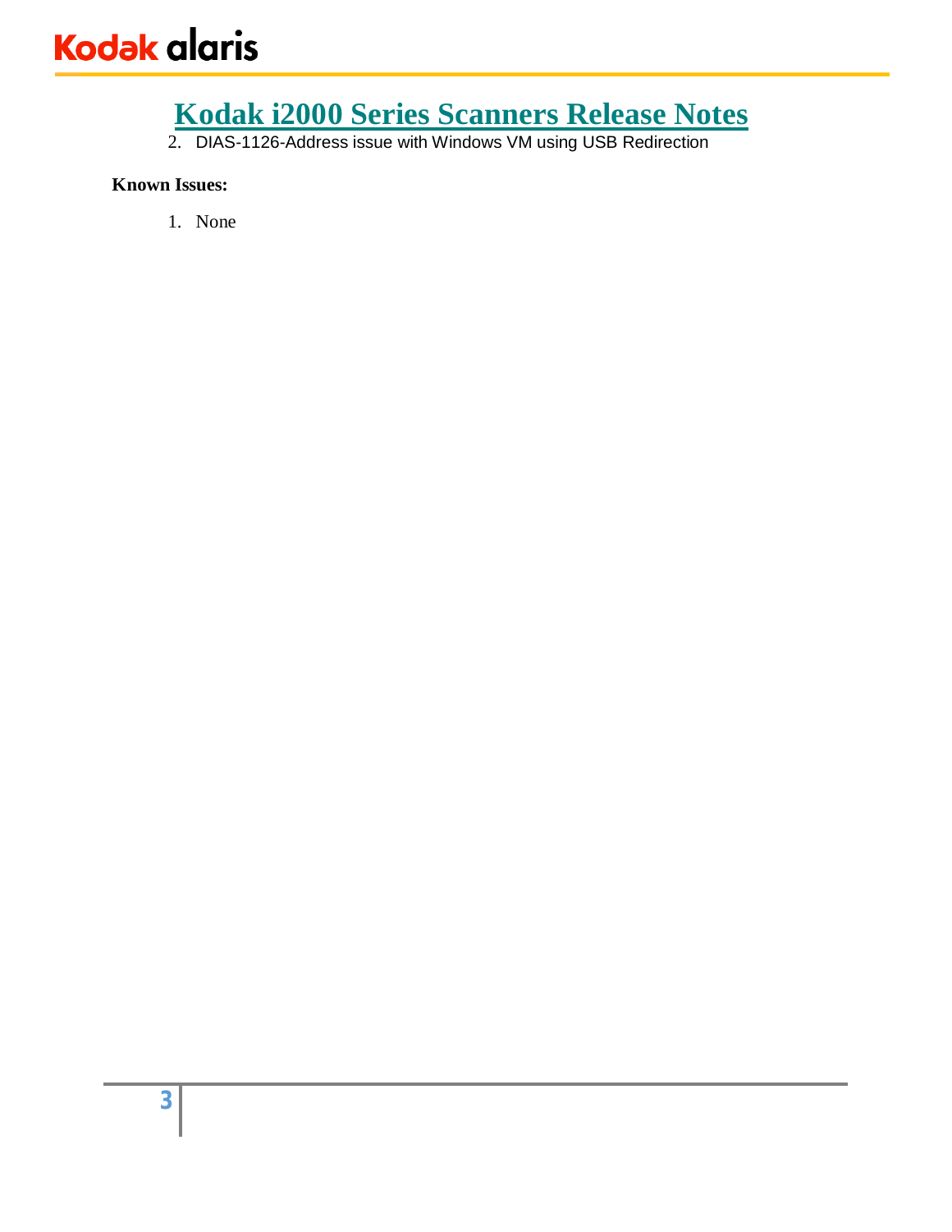2. DIAS-1126-Address issue with Windows VM using USB Redirection

**Known Issues:**

1. None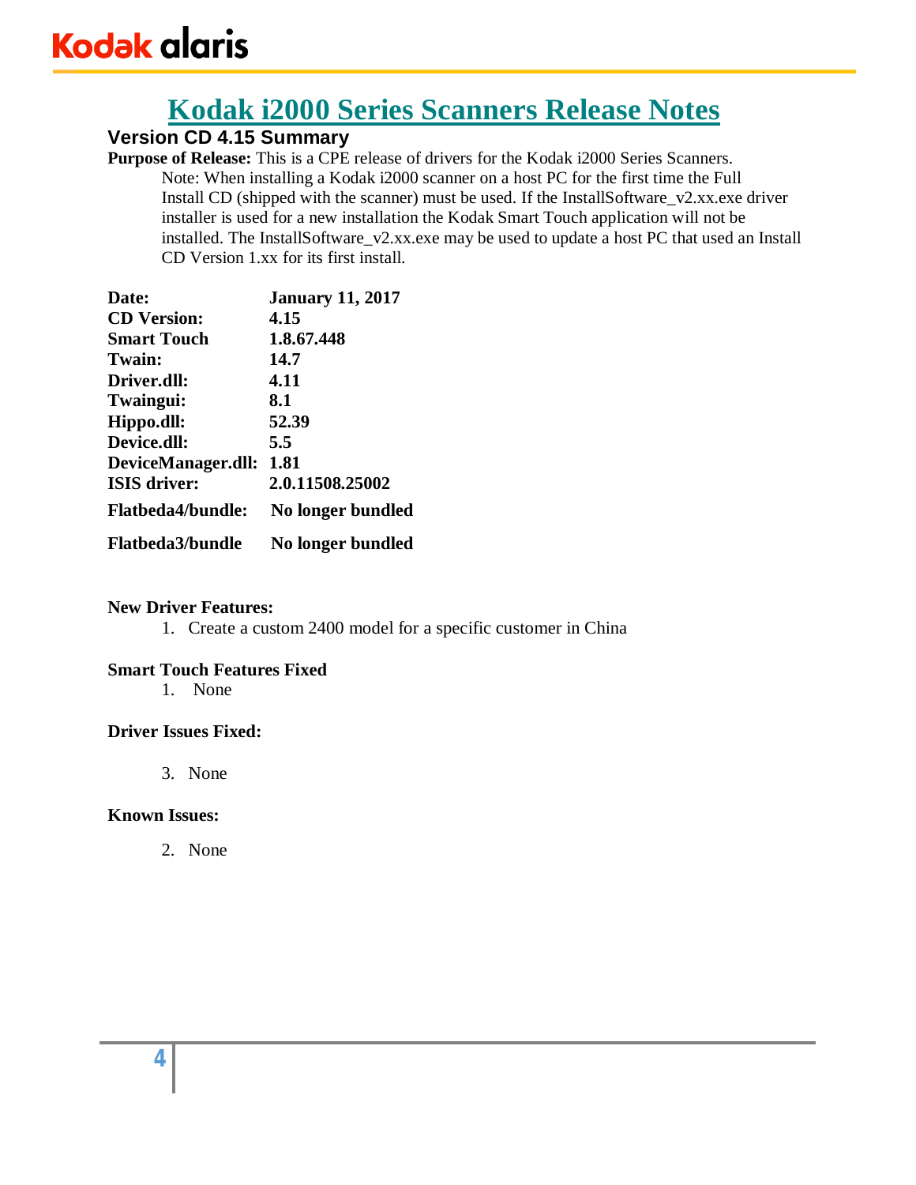# Kodak i2000 Series Scanners Release Notes

## Version CD 4.15 Summary

**Purpose of Release:** This is a CPE release of drivers for the Kodak i2000 Series Scanners.

Note: When installing a Kodak i2000 scanner on a host PC for the first time the Full Install CD (shipped with the scanner) must be used. If the InstallSoftware_v2.xx.exe driver installer is used for a new installation the Kodak Smart Touch application will not be installed. The InstallSoftware_v2.xx.exe may be used to update a host PC that used an Install CD Version 1.xx for its first install.

| | |
|---|---|
| **Date:** | **January 11, 2017** |
| **CD Version:** | **4.15** |
| **Smart Touch** | **1.8.67.448** |
| **Twain:** | **14.7** |
| **Driver.dll:** | **4.11** |
| **Twaingui:** | **8.1** |
| **Hippo.dll:** | **52.39** |
| **Device.dll:** | **5.5** |
| **DeviceManager.dll:** | **1.81** |
| **ISIS driver:** | **2.0.11508.25002** |
| **Flatbeda4/bundle:** | **No longer bundled** |
| **Flatbeda3/bundle** | **No longer bundled** |

**New Driver Features:**

1. Create a custom 2400 model for a specific customer in China

**Smart Touch Features Fixed**

1. None

**Driver Issues Fixed:**

3. None

**Known Issues:**

2. None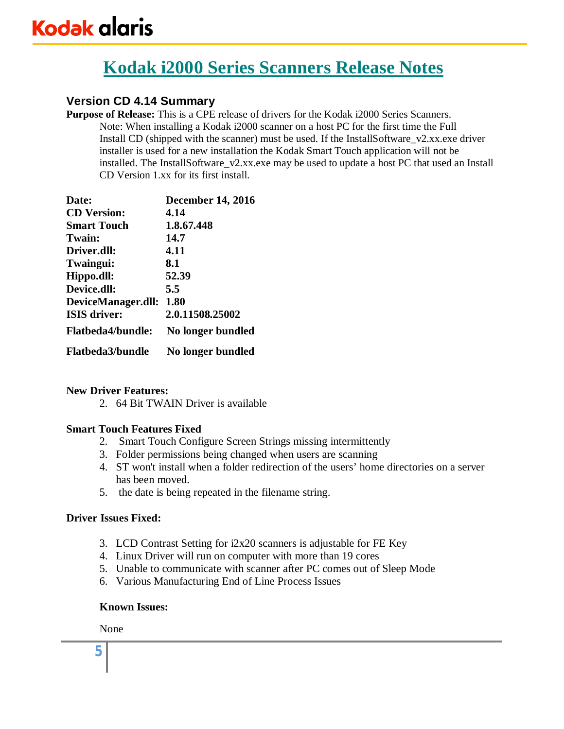# Kodak i2000 Series Scanners Release Notes

## Version CD 4.14 Summary

**Purpose of Release:** This is a CPE release of drivers for the Kodak i2000 Series Scanners.

Note: When installing a Kodak i2000 scanner on a host PC for the first time the Full Install CD (shipped with the scanner) must be used. If the InstallSoftware_v2.xx.exe driver installer is used for a new installation the Kodak Smart Touch application will not be installed. The InstallSoftware_v2.xx.exe may be used to update a host PC that used an Install CD Version 1.xx for its first install.

| | |
|---|---|
| **Date:** | **December 14, 2016** |
| **CD Version:** | **4.14** |
| **Smart Touch** | **1.8.67.448** |
| **Twain:** | **14.7** |
| **Driver.dll:** | **4.11** |
| **Twaingui:** | **8.1** |
| **Hippo.dll:** | **52.39** |
| **Device.dll:** | **5.5** |
| **DeviceManager.dll:** | **1.80** |
| **ISIS driver:** | **2.0.11508.25002** |
| **Flatbeda4/bundle:** | **No longer bundled** |
| **Flatbeda3/bundle** | **No longer bundled** |

**New Driver Features:**

2. 64 Bit TWAIN Driver is available

**Smart Touch Features Fixed**

2. Smart Touch Configure Screen Strings missing intermittently
3. Folder permissions being changed when users are scanning
4. ST won't install when a folder redirection of the users' home directories on a server has been moved.
5. the date is being repeated in the filename string.

**Driver Issues Fixed:**

3. LCD Contrast Setting for i2x20 scanners is adjustable for FE Key
4. Linux Driver will run on computer with more than 19 cores
5. Unable to communicate with scanner after PC comes out of Sleep Mode
6. Various Manufacturing End of Line Process Issues

**Known Issues:**

None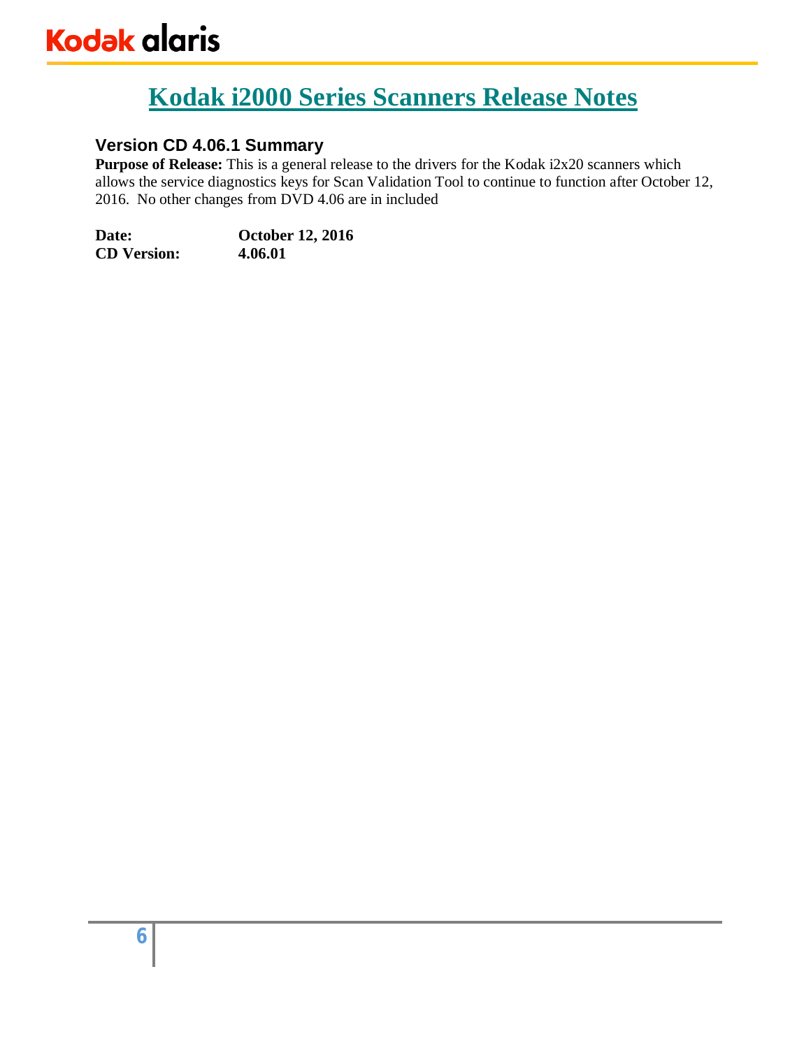# Kodak i2000 Series Scanners Release Notes

## Version CD 4.06.1 Summary

**Purpose of Release:** This is a general release to the drivers for the Kodak i2x20 scanners which allows the service diagnostics keys for Scan Validation Tool to continue to function after October 12, 2016. No other changes from DVD 4.06 are in included

**Date:** **October 12, 2016**
**CD Version:** **4.06.01**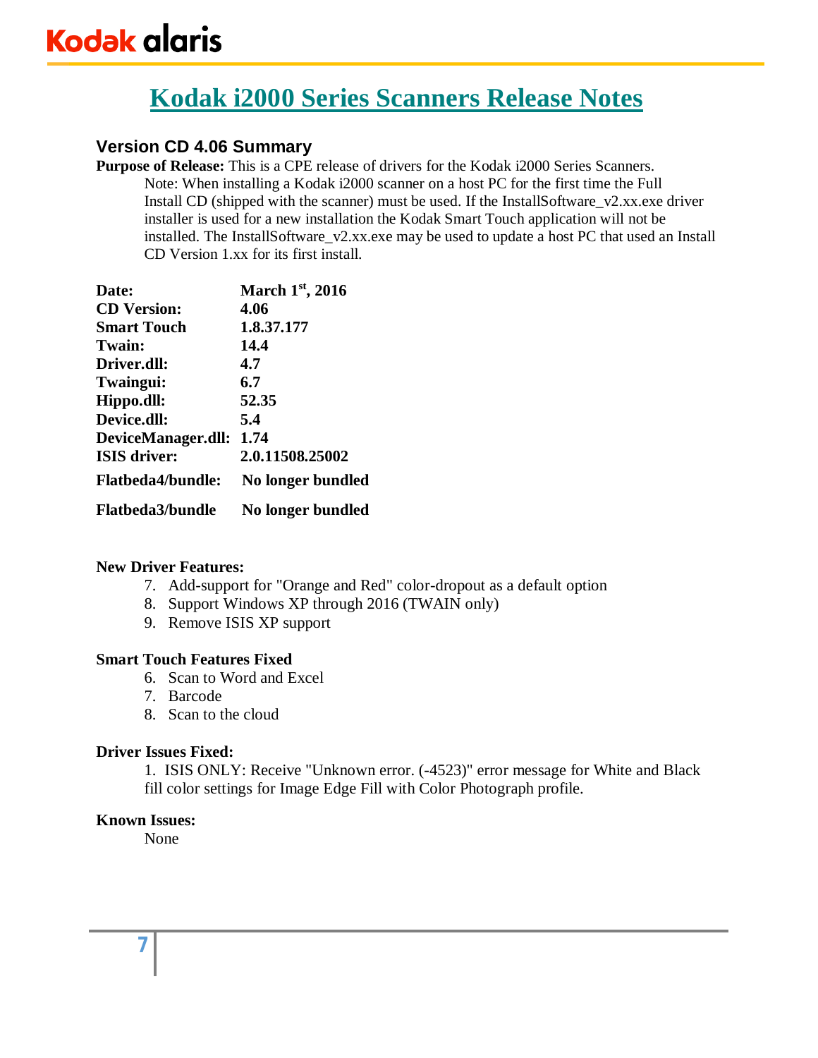# Kodak i2000 Series Scanners Release Notes

## Version CD 4.06 Summary

**Purpose of Release:** This is a CPE release of drivers for the Kodak i2000 Series Scanners.

Note: When installing a Kodak i2000 scanner on a host PC for the first time the Full Install CD (shipped with the scanner) must be used. If the InstallSoftware_v2.xx.exe driver installer is used for a new installation the Kodak Smart Touch application will not be installed. The InstallSoftware_v2.xx.exe may be used to update a host PC that used an Install CD Version 1.xx for its first install.

| | |
|---|---|
| **Date:** | **March 1st, 2016** |
| **CD Version:** | **4.06** |
| **Smart Touch** | **1.8.37.177** |
| **Twain:** | **14.4** |
| **Driver.dll:** | **4.7** |
| **Twaingui:** | **6.7** |
| **Hippo.dll:** | **52.35** |
| **Device.dll:** | **5.4** |
| **DeviceManager.dll:** | **1.74** |
| **ISIS driver:** | **2.0.11508.25002** |
| **Flatbeda4/bundle:** | **No longer bundled** |
| **Flatbeda3/bundle** | **No longer bundled** |

**New Driver Features:**

7. Add-support for "Orange and Red" color-dropout as a default option
8. Support Windows XP through 2016 (TWAIN only)
9. Remove ISIS XP support

**Smart Touch Features Fixed**

6. Scan to Word and Excel
7. Barcode
8. Scan to the cloud

**Driver Issues Fixed:**

1. ISIS ONLY: Receive "Unknown error. (-4523)" error message for White and Black fill color settings for Image Edge Fill with Color Photograph profile.

**Known Issues:**

None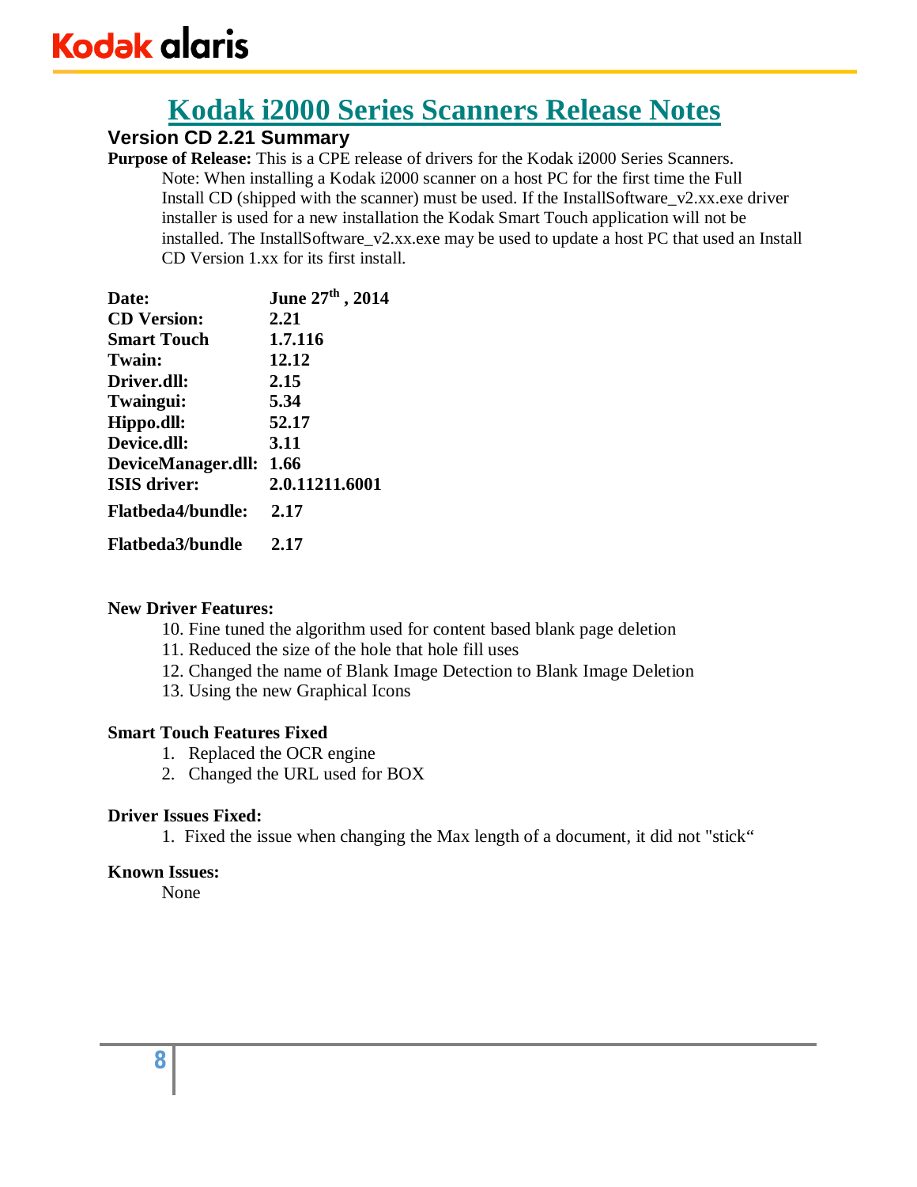# Kodak i2000 Series Scanners Release Notes

## Version CD 2.21 Summary

**Purpose of Release:** This is a CPE release of drivers for the Kodak i2000 Series Scanners.

Note: When installing a Kodak i2000 scanner on a host PC for the first time the Full Install CD (shipped with the scanner) must be used. If the InstallSoftware_v2.xx.exe driver installer is used for a new installation the Kodak Smart Touch application will not be installed. The InstallSoftware_v2.xx.exe may be used to update a host PC that used an Install CD Version 1.xx for its first install.

| | |
|---|---|
| **Date:** | **June 27th , 2014** |
| **CD Version:** | **2.21** |
| **Smart Touch** | **1.7.116** |
| **Twain:** | **12.12** |
| **Driver.dll:** | **2.15** |
| **Twaingui:** | **5.34** |
| **Hippo.dll:** | **52.17** |
| **Device.dll:** | **3.11** |
| **DeviceManager.dll:** | **1.66** |
| **ISIS driver:** | **2.0.11211.6001** |
| **Flatbeda4/bundle:** | **2.17** |
| **Flatbeda3/bundle** | **2.17** |

**New Driver Features:**

10. Fine tuned the algorithm used for content based blank page deletion
11. Reduced the size of the hole that hole fill uses
12. Changed the name of Blank Image Detection to Blank Image Deletion
13. Using the new Graphical Icons

**Smart Touch Features Fixed**

1. Replaced the OCR engine
2. Changed the URL used for BOX

**Driver Issues Fixed:**

1. Fixed the issue when changing the Max length of a document, it did not "stick“

**Known Issues:**

None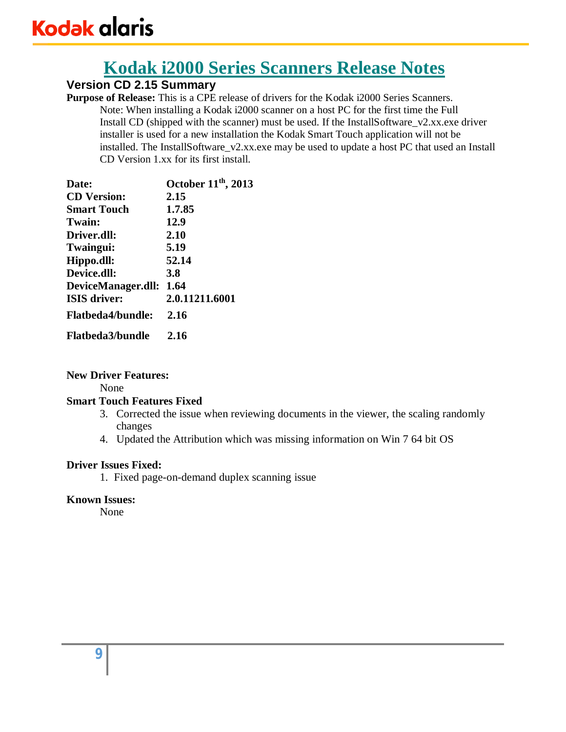# Kodak i2000 Series Scanners Release Notes

## Version CD 2.15 Summary

**Purpose of Release:** This is a CPE release of drivers for the Kodak i2000 Series Scanners.

Note: When installing a Kodak i2000 scanner on a host PC for the first time the Full Install CD (shipped with the scanner) must be used. If the InstallSoftware_v2.xx.exe driver installer is used for a new installation the Kodak Smart Touch application will not be installed. The InstallSoftware_v2.xx.exe may be used to update a host PC that used an Install CD Version 1.xx for its first install.

| | |
|---|---|
| **Date:** | **October 11th, 2013** |
| **CD Version:** | **2.15** |
| **Smart Touch** | **1.7.85** |
| **Twain:** | **12.9** |
| **Driver.dll:** | **2.10** |
| **Twaingui:** | **5.19** |
| **Hippo.dll:** | **52.14** |
| **Device.dll:** | **3.8** |
| **DeviceManager.dll:** | **1.64** |
| **ISIS driver:** | **2.0.11211.6001** |
| **Flatbeda4/bundle:** | **2.16** |
| **Flatbeda3/bundle** | **2.16** |

**New Driver Features:**

None

**Smart Touch Features Fixed**

3. Corrected the issue when reviewing documents in the viewer, the scaling randomly changes
4. Updated the Attribution which was missing information on Win 7 64 bit OS

**Driver Issues Fixed:**

1. Fixed page-on-demand duplex scanning issue

**Known Issues:**

None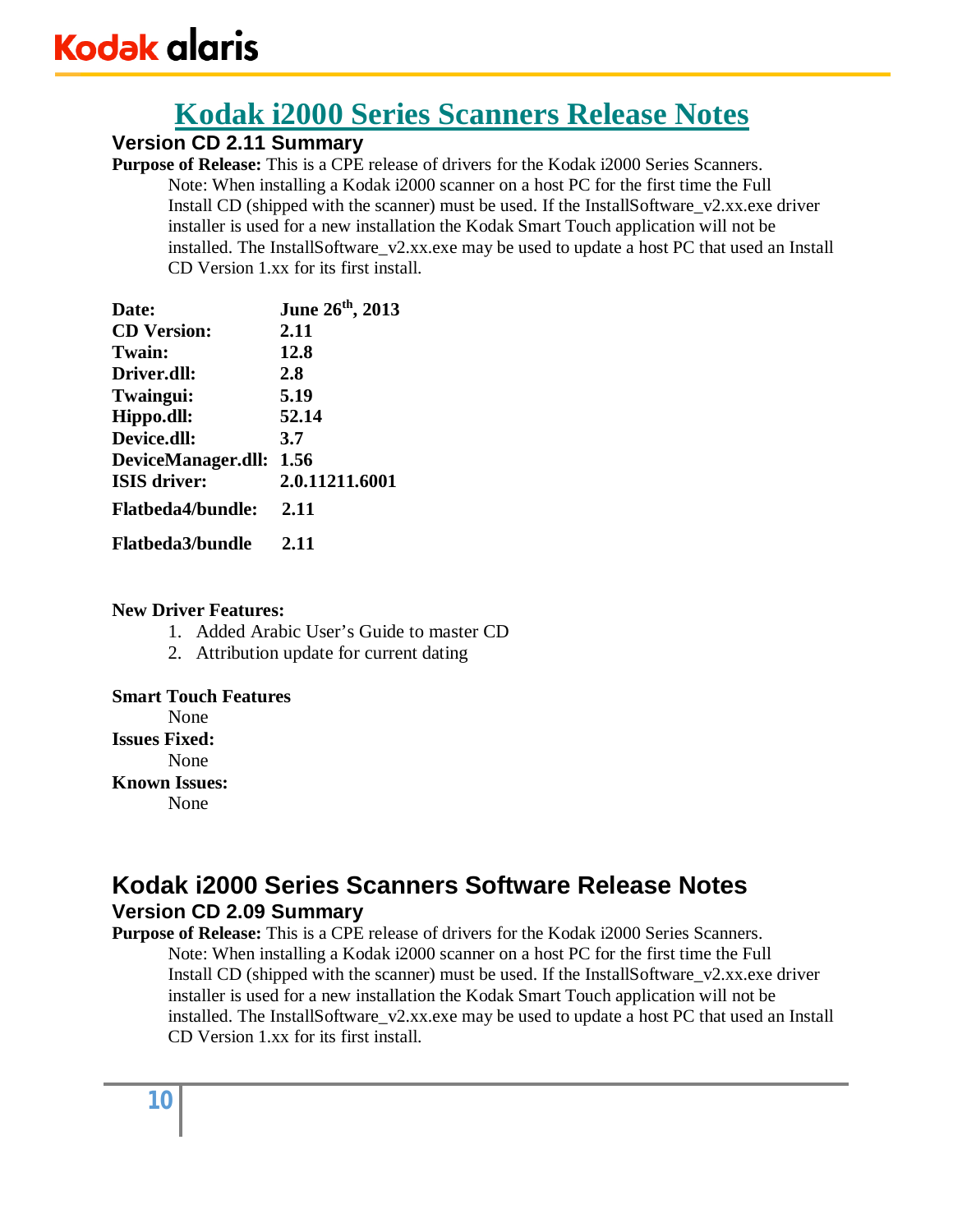# Kodak i2000 Series Scanners Release Notes

## Version CD 2.11 Summary

**Purpose of Release:** This is a CPE release of drivers for the Kodak i2000 Series Scanners.

Note: When installing a Kodak i2000 scanner on a host PC for the first time the Full Install CD (shipped with the scanner) must be used. If the InstallSoftware_v2.xx.exe driver installer is used for a new installation the Kodak Smart Touch application will not be installed. The InstallSoftware_v2.xx.exe may be used to update a host PC that used an Install CD Version 1.xx for its first install.

| | |
|---|---|
| **Date:** | **June 26th, 2013** |
| **CD Version:** | **2.11** |
| **Twain:** | **12.8** |
| **Driver.dll:** | **2.8** |
| **Twaingui:** | **5.19** |
| **Hippo.dll:** | **52.14** |
| **Device.dll:** | **3.7** |
| **DeviceManager.dll:** | **1.56** |
| **ISIS driver:** | **2.0.11211.6001** |
| **Flatbeda4/bundle:** | **2.11** |
| **Flatbeda3/bundle** | **2.11** |

**New Driver Features:**

1. Added Arabic User's Guide to master CD
2. Attribution update for current dating

**Smart Touch Features**

None

**Issues Fixed:**

None

**Known Issues:**

None

# Kodak i2000 Series Scanners Software Release Notes

## Version CD 2.09 Summary

**Purpose of Release:** This is a CPE release of drivers for the Kodak i2000 Series Scanners.

Note: When installing a Kodak i2000 scanner on a host PC for the first time the Full Install CD (shipped with the scanner) must be used. If the InstallSoftware_v2.xx.exe driver installer is used for a new installation the Kodak Smart Touch application will not be installed. The InstallSoftware_v2.xx.exe may be used to update a host PC that used an Install CD Version 1.xx for its first install.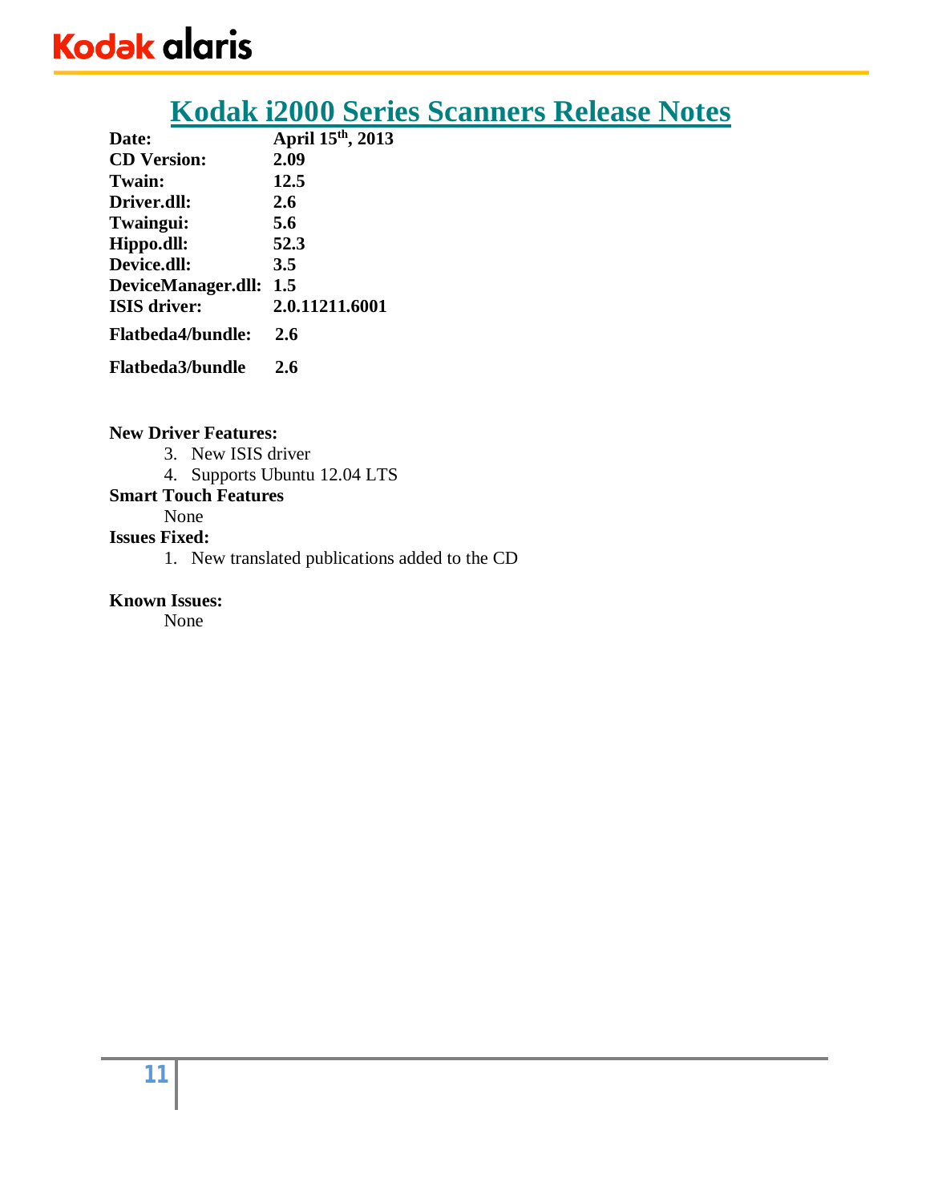# Kodak i2000 Series Scanners Release Notes

| | |
|---|---|
| **Date:** | **April 15th, 2013** |
| **CD Version:** | **2.09** |
| **Twain:** | **12.5** |
| **Driver.dll:** | **2.6** |
| **Twaingui:** | **5.6** |
| **Hippo.dll:** | **52.3** |
| **Device.dll:** | **3.5** |
| **DeviceManager.dll:** | **1.5** |
| **ISIS driver:** | **2.0.11211.6001** |
| **Flatbeda4/bundle:** | **2.6** |
| **Flatbeda3/bundle** | **2.6** |

**New Driver Features:**

3. New ISIS driver
4. Supports Ubuntu 12.04 LTS

**Smart Touch Features**

None

**Issues Fixed:**

1. New translated publications added to the CD

**Known Issues:**

None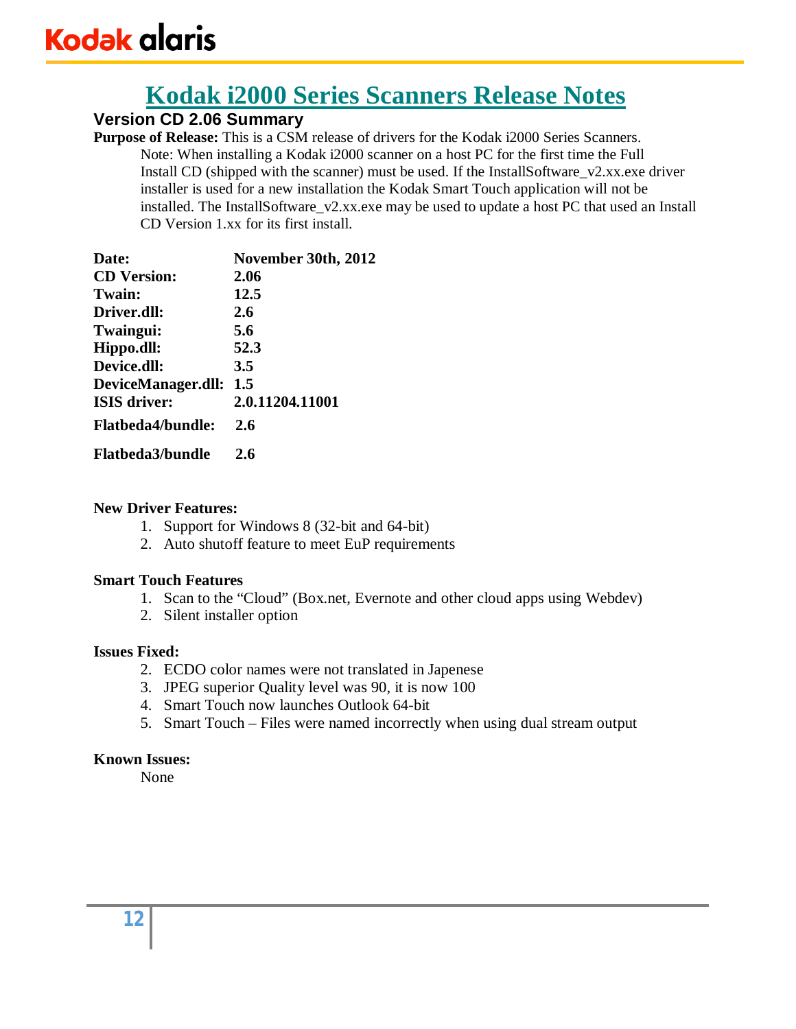# Kodak i2000 Series Scanners Release Notes

## Version CD 2.06 Summary

**Purpose of Release:** This is a CSM release of drivers for the Kodak i2000 Series Scanners.

Note: When installing a Kodak i2000 scanner on a host PC for the first time the Full Install CD (shipped with the scanner) must be used. If the InstallSoftware_v2.xx.exe driver installer is used for a new installation the Kodak Smart Touch application will not be installed. The InstallSoftware_v2.xx.exe may be used to update a host PC that used an Install CD Version 1.xx for its first install.

| | |
|---|---|
| **Date:** | **November 30th, 2012** |
| **CD Version:** | **2.06** |
| **Twain:** | **12.5** |
| **Driver.dll:** | **2.6** |
| **Twaingui:** | **5.6** |
| **Hippo.dll:** | **52.3** |
| **Device.dll:** | **3.5** |
| **DeviceManager.dll:** | **1.5** |
| **ISIS driver:** | **2.0.11204.11001** |
| **Flatbeda4/bundle:** | **2.6** |
| **Flatbeda3/bundle** | **2.6** |

**New Driver Features:**

1. Support for Windows 8 (32-bit and 64-bit)
2. Auto shutoff feature to meet EuP requirements

**Smart Touch Features**

1. Scan to the "Cloud" (Box.net, Evernote and other cloud apps using Webdev)
2. Silent installer option

**Issues Fixed:**

2. ECDO color names were not translated in Japenese
3. JPEG superior Quality level was 90, it is now 100
4. Smart Touch now launches Outlook 64-bit
5. Smart Touch – Files were named incorrectly when using dual stream output

**Known Issues:**

None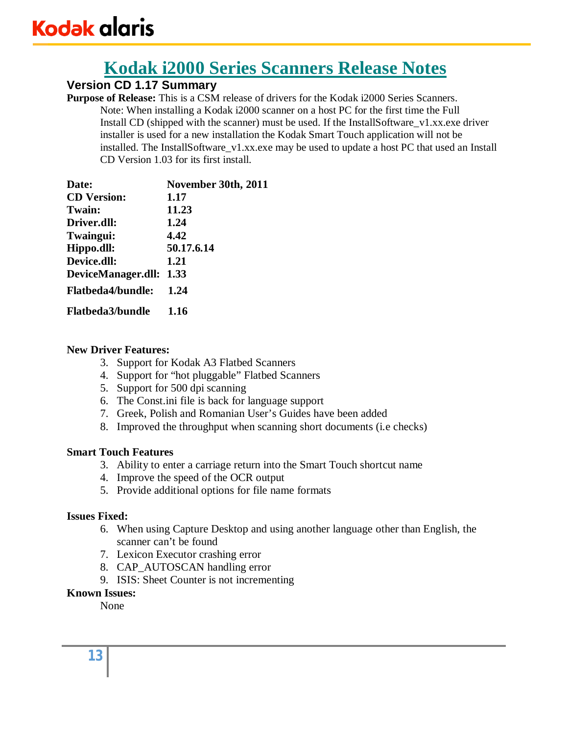# Kodak i2000 Series Scanners Release Notes

## Version CD 1.17 Summary

**Purpose of Release:** This is a CSM release of drivers for the Kodak i2000 Series Scanners.

Note: When installing a Kodak i2000 scanner on a host PC for the first time the Full Install CD (shipped with the scanner) must be used. If the InstallSoftware_v1.xx.exe driver installer is used for a new installation the Kodak Smart Touch application will not be installed. The InstallSoftware_v1.xx.exe may be used to update a host PC that used an Install CD Version 1.03 for its first install.

| | |
|---|---|
| **Date:** | **November 30th, 2011** |
| **CD Version:** | **1.17** |
| **Twain:** | **11.23** |
| **Driver.dll:** | **1.24** |
| **Twaingui:** | **4.42** |
| **Hippo.dll:** | **50.17.6.14** |
| **Device.dll:** | **1.21** |
| **DeviceManager.dll:** | **1.33** |
| **Flatbeda4/bundle:** | **1.24** |
| **Flatbeda3/bundle** | **1.16** |

**New Driver Features:**

3. Support for Kodak A3 Flatbed Scanners
4. Support for "hot pluggable" Flatbed Scanners
5. Support for 500 dpi scanning
6. The Const.ini file is back for language support
7. Greek, Polish and Romanian User's Guides have been added
8. Improved the throughput when scanning short documents (i.e checks)

**Smart Touch Features**

3. Ability to enter a carriage return into the Smart Touch shortcut name
4. Improve the speed of the OCR output
5. Provide additional options for file name formats

**Issues Fixed:**

6. When using Capture Desktop and using another language other than English, the scanner can't be found
7. Lexicon Executor crashing error
8. CAP_AUTOSCAN handling error
9. ISIS: Sheet Counter is not incrementing

**Known Issues:**

None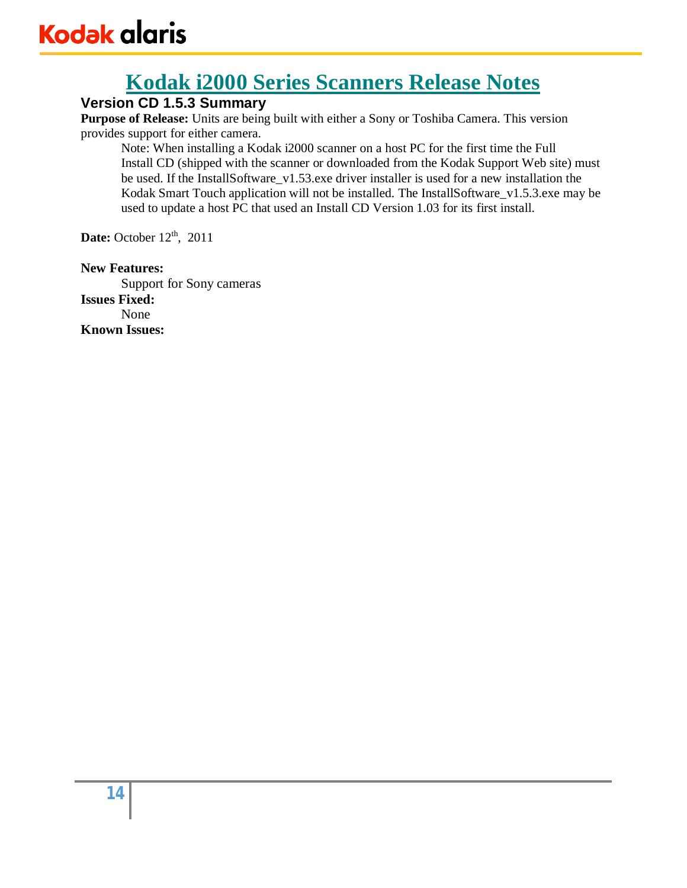# Kodak i2000 Series Scanners Release Notes

## Version CD 1.5.3 Summary

**Purpose of Release:** Units are being built with either a Sony or Toshiba Camera. This version provides support for either camera.

> Note: When installing a Kodak i2000 scanner on a host PC for the first time the Full Install CD (shipped with the scanner or downloaded from the Kodak Support Web site) must be used. If the InstallSoftware_v1.53.exe driver installer is used for a new installation the Kodak Smart Touch application will not be installed. The InstallSoftware_v1.5.3.exe may be used to update a host PC that used an Install CD Version 1.03 for its first install.

**Date:** October 12th, 2011

**New Features:**

Support for Sony cameras

**Issues Fixed:**

None

**Known Issues:**